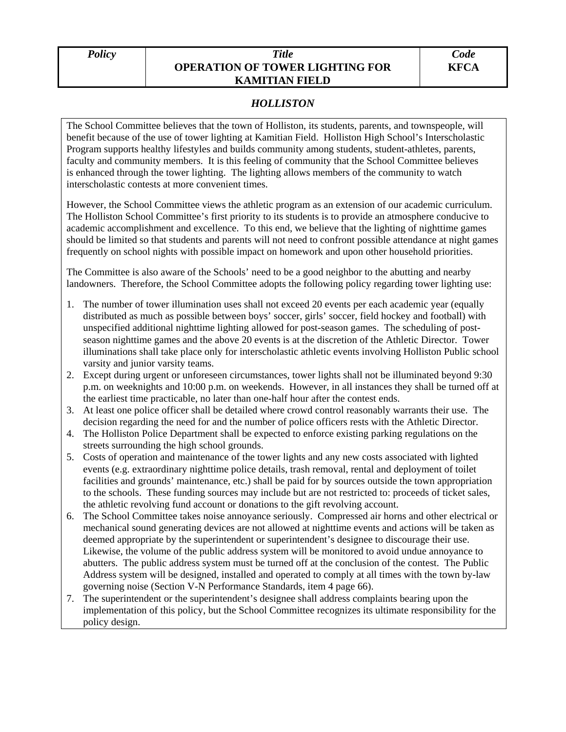| *Policy* | *Title*<br>**OPERATION OF TOWER LIGHTING FOR KAMITIAN FIELD** | *Code*<br>**KFCA** |
| --- | --- | --- |

## *HOLLISTON*

The School Committee believes that the town of Holliston, its students, parents, and townspeople, will benefit because of the use of tower lighting at Kamitian Field. Holliston High School's Interscholastic Program supports healthy lifestyles and builds community among students, student-athletes, parents, faculty and community members. It is this feeling of community that the School Committee believes is enhanced through the tower lighting. The lighting allows members of the community to watch interscholastic contests at more convenient times.

However, the School Committee views the athletic program as an extension of our academic curriculum. The Holliston School Committee's first priority to its students is to provide an atmosphere conducive to academic accomplishment and excellence. To this end, we believe that the lighting of nighttime games should be limited so that students and parents will not need to confront possible attendance at night games frequently on school nights with possible impact on homework and upon other household priorities.

The Committee is also aware of the Schools' need to be a good neighbor to the abutting and nearby landowners. Therefore, the School Committee adopts the following policy regarding tower lighting use:

1. The number of tower illumination uses shall not exceed 20 events per each academic year (equally distributed as much as possible between boys' soccer, girls' soccer, field hockey and football) with unspecified additional nighttime lighting allowed for post-season games. The scheduling of post-season nighttime games and the above 20 events is at the discretion of the Athletic Director. Tower illuminations shall take place only for interscholastic athletic events involving Holliston Public school varsity and junior varsity teams.
2. Except during urgent or unforeseen circumstances, tower lights shall not be illuminated beyond 9:30 p.m. on weeknights and 10:00 p.m. on weekends. However, in all instances they shall be turned off at the earliest time practicable, no later than one-half hour after the contest ends.
3. At least one police officer shall be detailed where crowd control reasonably warrants their use. The decision regarding the need for and the number of police officers rests with the Athletic Director.
4. The Holliston Police Department shall be expected to enforce existing parking regulations on the streets surrounding the high school grounds.
5. Costs of operation and maintenance of the tower lights and any new costs associated with lighted events (e.g. extraordinary nighttime police details, trash removal, rental and deployment of toilet facilities and grounds' maintenance, etc.) shall be paid for by sources outside the town appropriation to the schools. These funding sources may include but are not restricted to: proceeds of ticket sales, the athletic revolving fund account or donations to the gift revolving account.
6. The School Committee takes noise annoyance seriously. Compressed air horns and other electrical or mechanical sound generating devices are not allowed at nighttime events and actions will be taken as deemed appropriate by the superintendent or superintendent's designee to discourage their use. Likewise, the volume of the public address system will be monitored to avoid undue annoyance to abutters. The public address system must be turned off at the conclusion of the contest. The Public Address system will be designed, installed and operated to comply at all times with the town by-law governing noise (Section V-N Performance Standards, item 4 page 66).
7. The superintendent or the superintendent's designee shall address complaints bearing upon the implementation of this policy, but the School Committee recognizes its ultimate responsibility for the policy design.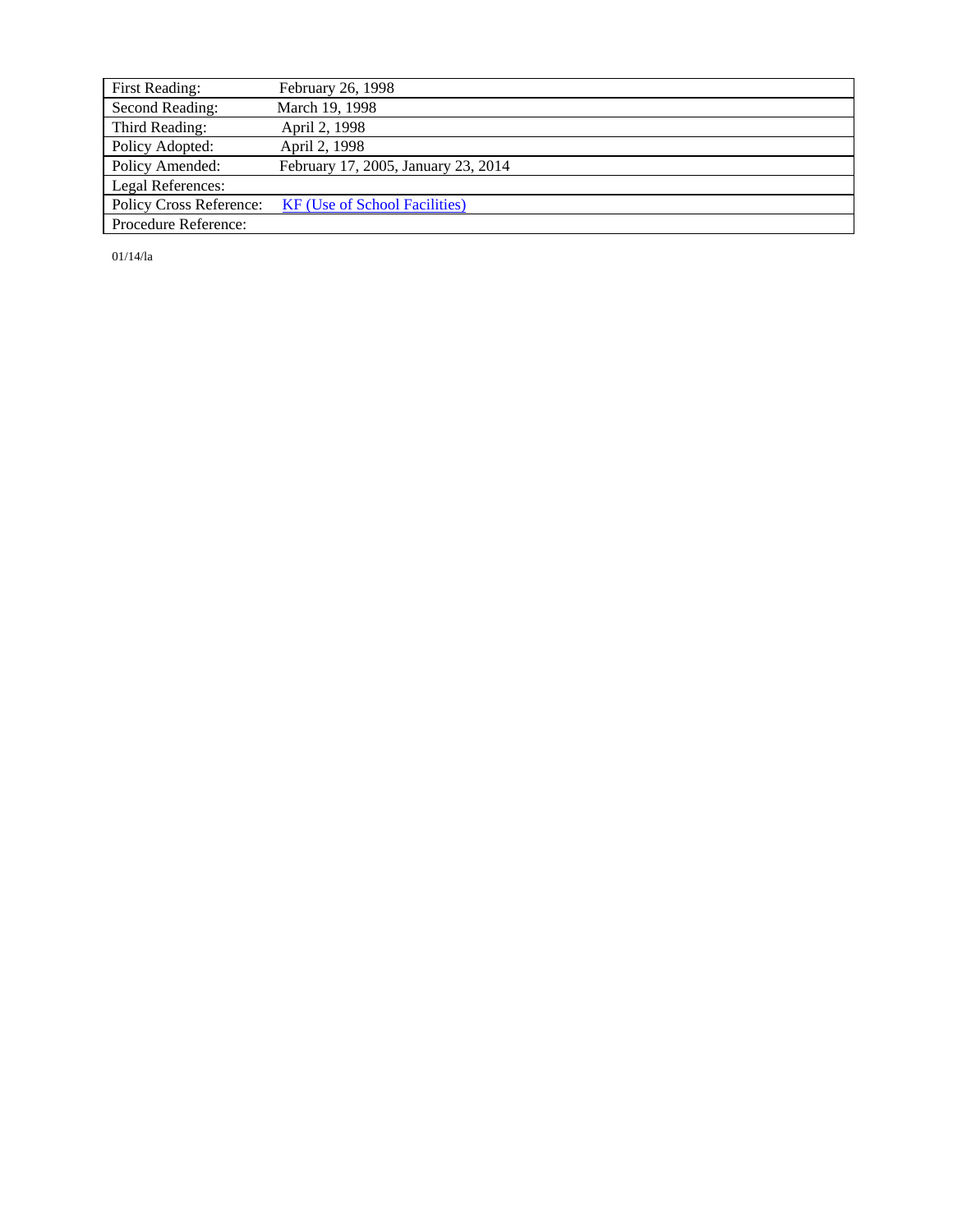| | |
|---|---|
| First Reading: | February 26, 1998 |
| Second Reading: | March 19, 1998 |
| Third Reading: | April 2, 1998 |
| Policy Adopted: | April 2, 1998 |
| Policy Amended: | February 17, 2005, January 23, 2014 |
| Legal References: | |
| Policy Cross Reference: | KF (Use of School Facilities) |
| Procedure Reference: | |

01/14/la